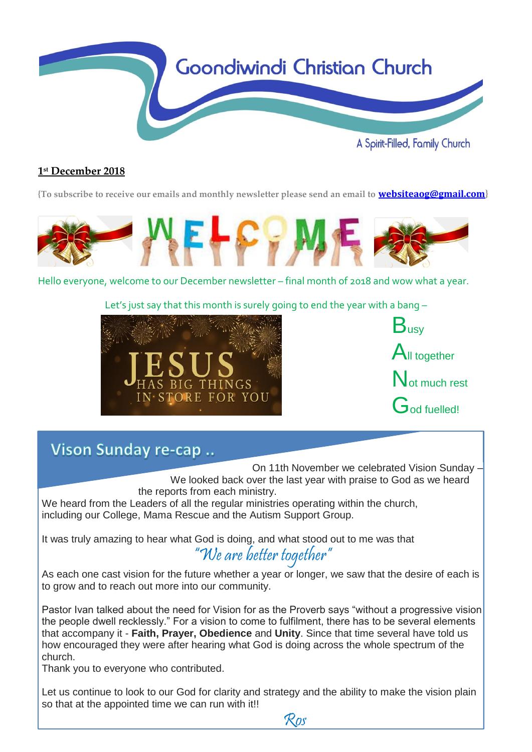# Goondiwindi Christian Church

A Spirit-Filled, Family Church

**1st December 2018**

{To subscribe to receive our emails and monthly newsletter please send an email to **websiteaog@gmail.com**}

WELCOME

Hello everyone, welcome to our December newsletter – final month of 2018 and wow what a year.

Let's just say that this month is surely going to end the year with a bang –

JESUS HAS BIG THINGS IN STORE FOR YOU

**B**usy
**A**ll together
**N**ot much rest
**G**od fuelled!

## Vison Sunday re-cap ..

On 11th November we celebrated Vision Sunday – We looked back over the last year with praise to God as we heard the reports from each ministry.

We heard from the Leaders of all the regular ministries operating within the church, including our College, Mama Rescue and the Autism Support Group.

It was truly amazing to hear what God is doing, and what stood out to me was that

*"We are better together"*

As each one cast vision for the future whether a year or longer, we saw that the desire of each is to grow and to reach out more into our community.

Pastor Ivan talked about the need for Vision for as the Proverb says "without a progressive vision the people dwell recklessly." For a vision to come to fulfilment, there has to be several elements that accompany it - **Faith, Prayer, Obedience** and **Unity**. Since that time several have told us how encouraged they were after hearing what God is doing across the whole spectrum of the church.

Thank you to everyone who contributed.

Let us continue to look to our God for clarity and strategy and the ability to make the vision plain so that at the appointed time we can run with it!!

*Ros*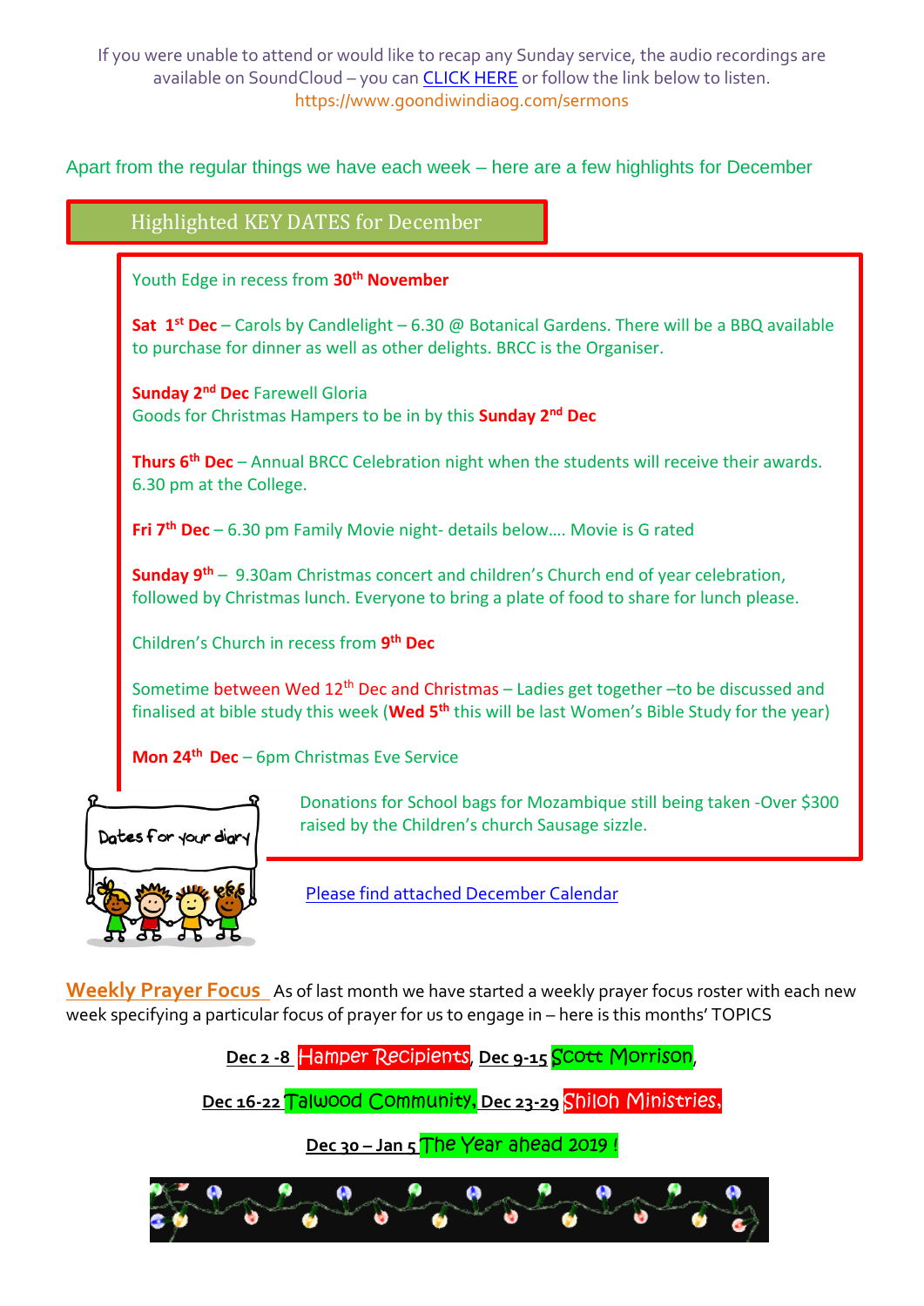If you were unable to attend or would like to recap any Sunday service, the audio recordings are available on SoundCloud – you can CLICK HERE or follow the link below to listen.
https://www.goondiwindiaog.com/sermons

Apart from the regular things we have each week – here are a few highlights for December

## Highlighted KEY DATES for December

Youth Edge in recess from **30th November**

**Sat 1st Dec** – Carols by Candlelight – 6.30 @ Botanical Gardens. There will be a BBQ available to purchase for dinner as well as other delights. BRCC is the Organiser.

**Sunday 2nd Dec** Farewell Gloria
Goods for Christmas Hampers to be in by this **Sunday 2nd Dec**

**Thurs 6th Dec** – Annual BRCC Celebration night when the students will receive their awards. 6.30 pm at the College.

**Fri 7th Dec** – 6.30 pm Family Movie night- details below…. Movie is G rated

**Sunday 9th** – 9.30am Christmas concert and children's Church end of year celebration, followed by Christmas lunch. Everyone to bring a plate of food to share for lunch please.

Children's Church in recess from **9th Dec**

Sometime between Wed 12th Dec and Christmas – Ladies get together –to be discussed and finalised at bible study this week (**Wed 5th** this will be last Women's Bible Study for the year)

**Mon 24th Dec** – 6pm Christmas Eve Service

Donations for School bags for Mozambique still being taken -Over $300 raised by the Children's church Sausage sizzle.

Dates for your diary

Please find attached December Calendar

**Weekly Prayer Focus** As of last month we have started a weekly prayer focus roster with each new week specifying a particular focus of prayer for us to engage in – here is this months' TOPICS

**Dec 2 -8** Hamper Recipients, **Dec 9-15** Scott Morrison,

**Dec 16-22** Talwood Community, **Dec 23-29** Shiloh Ministries,

**Dec 30 – Jan 5** The Year ahead 2019 !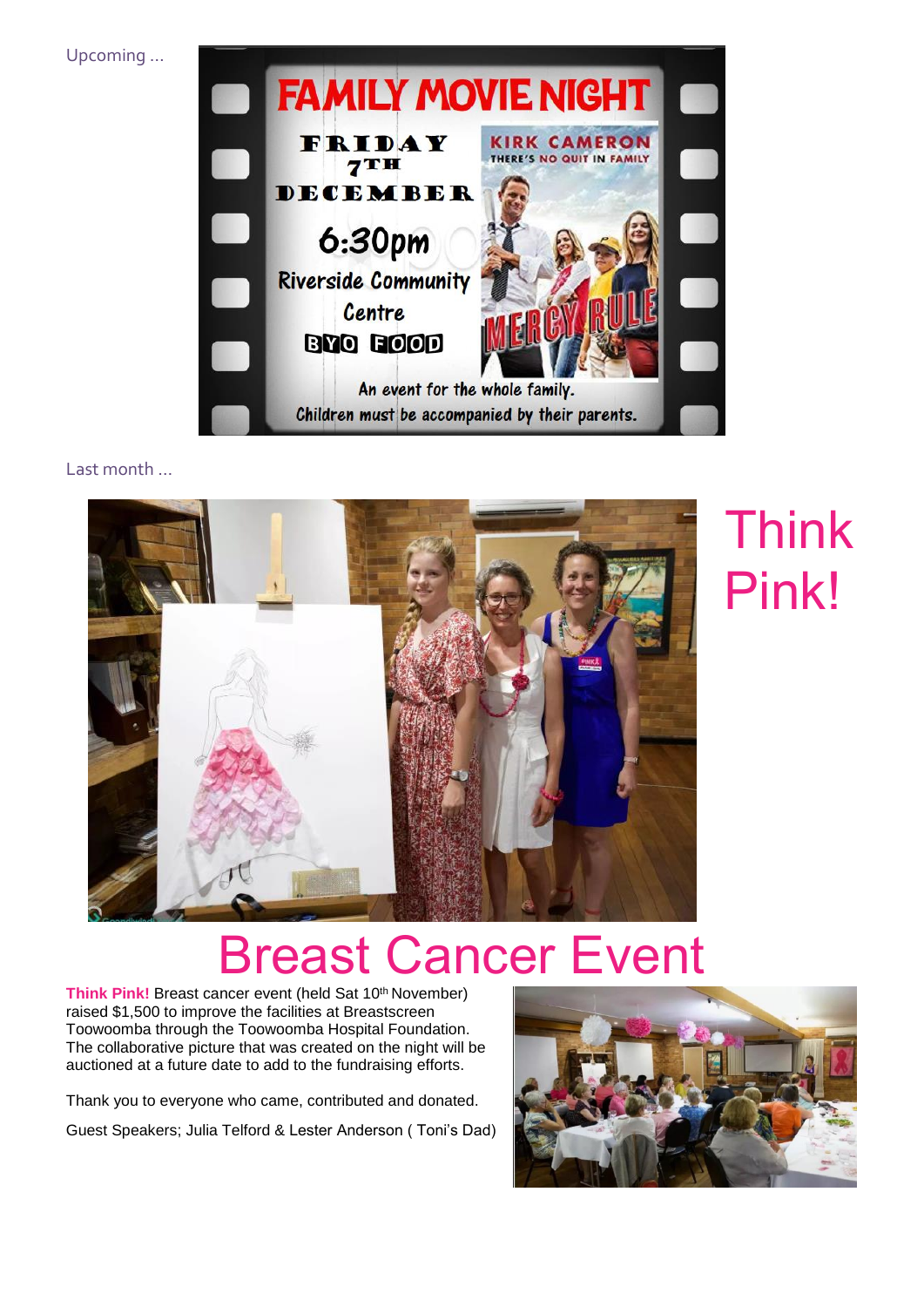Upcoming …

# FAMILY MOVIE NIGHT

FRIDAY 7TH DECEMBER

6:30pm

Riverside Community Centre

BYO FOOD

KIRK CAMERON

THERE'S NO QUIT IN FAMILY

MERCY RULE

An event for the whole family.

Children must be accompanied by their parents.

Last month …

# Think Pink!

# Breast Cancer Event

**Think Pink!** Breast cancer event (held Sat 10th November) raised $1,500 to improve the facilities at Breastscreen Toowoomba through the Toowoomba Hospital Foundation. The collaborative picture that was created on the night will be auctioned at a future date to add to the fundraising efforts.

Thank you to everyone who came, contributed and donated.

Guest Speakers; Julia Telford & Lester Anderson ( Toni's Dad)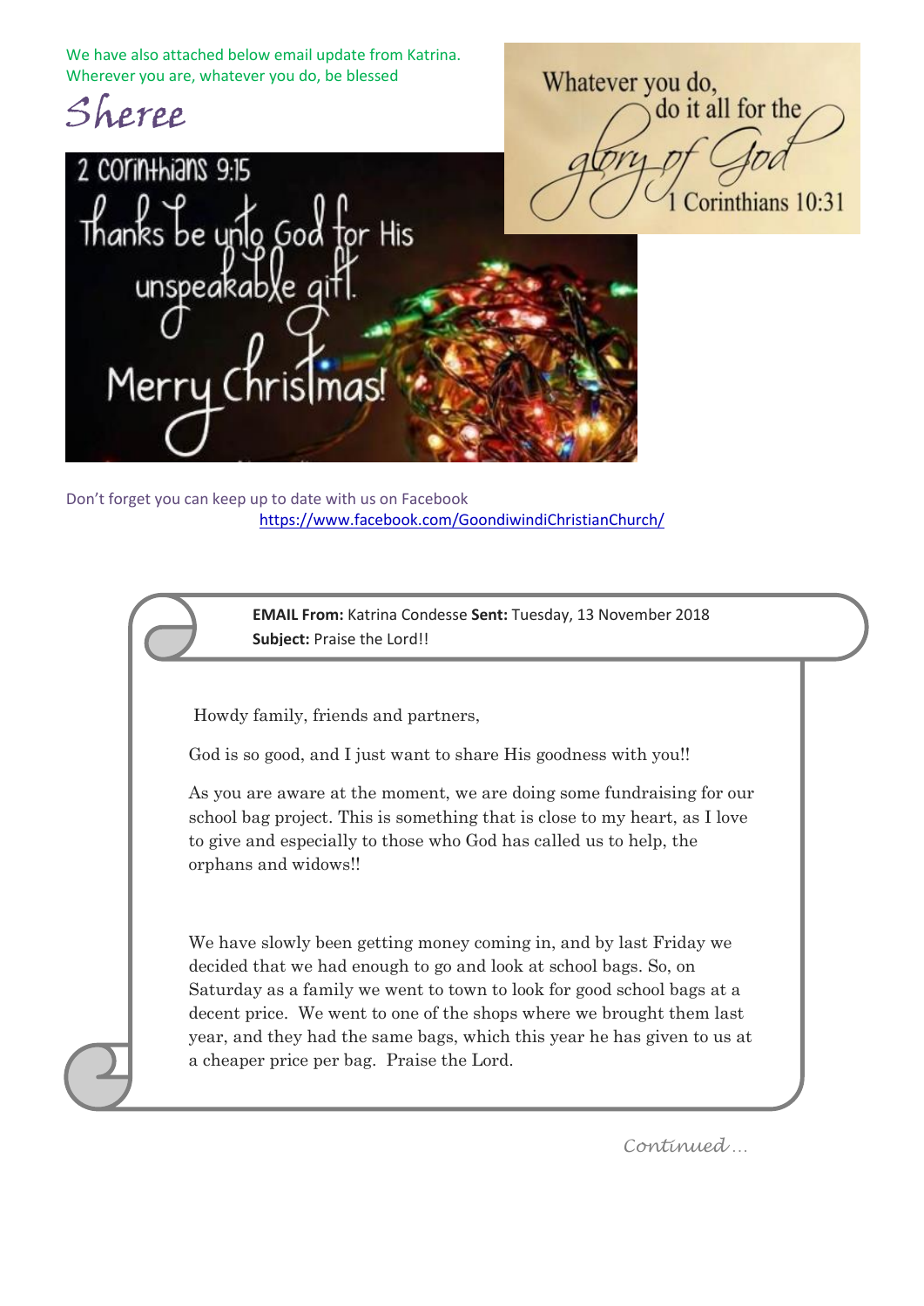We have also attached below email update from Katrina.
Wherever you are, whatever you do, be blessed

*Sheree*

2 Corinthians 9:15

Thanks be unto God for His unspeakable gift.

Merry Christmas!

Whatever you do, do it all for the glory of God

1 Corinthians 10:31

Don't forget you can keep up to date with us on Facebook
https://www.facebook.com/GoondiwindiChristianChurch/

**EMAIL From:** Katrina Condesse **Sent:** Tuesday, 13 November 2018
**Subject:** Praise the Lord!!

Howdy family, friends and partners,

God is so good, and I just want to share His goodness with you!!

As you are aware at the moment, we are doing some fundraising for our school bag project. This is something that is close to my heart, as I love to give and especially to those who God has called us to help, the orphans and widows!!

We have slowly been getting money coming in, and by last Friday we decided that we had enough to go and look at school bags. So, on Saturday as a family we went to town to look for good school bags at a decent price. We went to one of the shops where we brought them last year, and they had the same bags, which this year he has given to us at a cheaper price per bag. Praise the Lord.

*Continued…*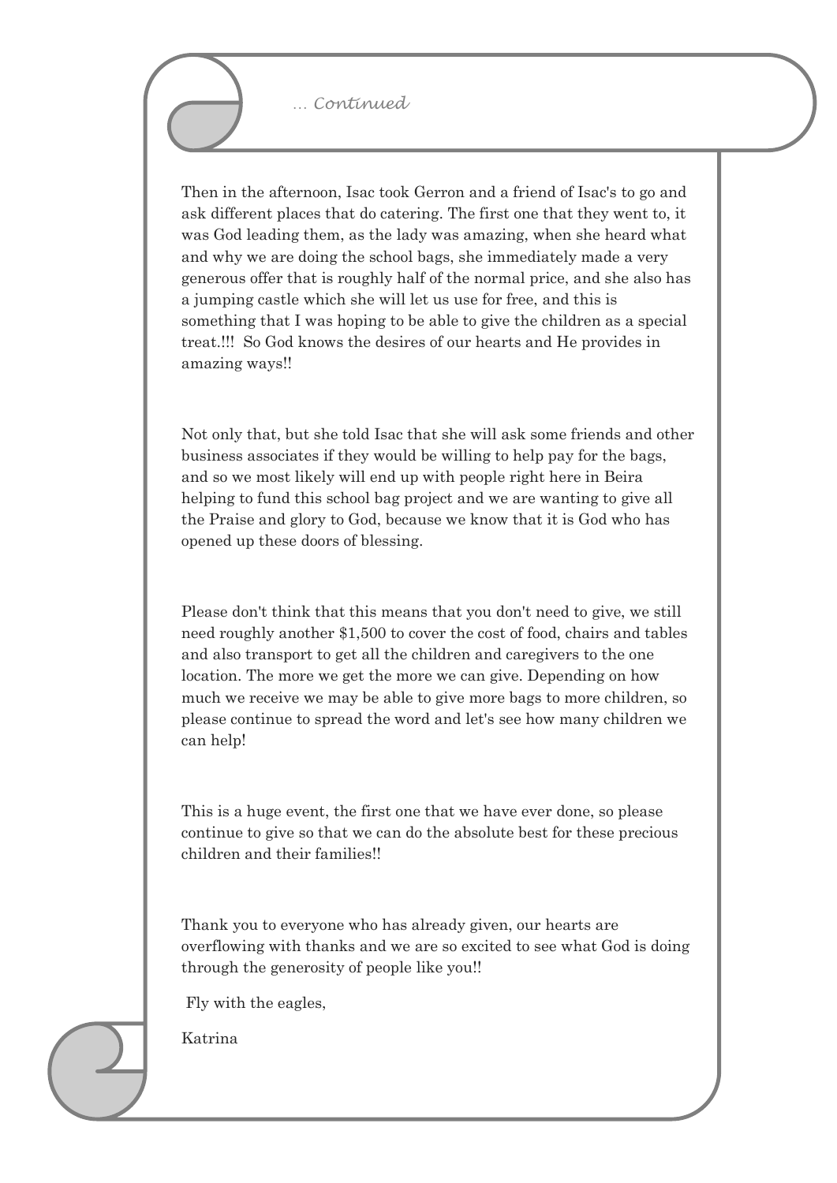*... Continued*

Then in the afternoon, Isac took Gerron and a friend of Isac's to go and ask different places that do catering. The first one that they went to, it was God leading them, as the lady was amazing, when she heard what and why we are doing the school bags, she immediately made a very generous offer that is roughly half of the normal price, and she also has a jumping castle which she will let us use for free, and this is something that I was hoping to be able to give the children as a special treat.!!! So God knows the desires of our hearts and He provides in amazing ways!!

Not only that, but she told Isac that she will ask some friends and other business associates if they would be willing to help pay for the bags, and so we most likely will end up with people right here in Beira helping to fund this school bag project and we are wanting to give all the Praise and glory to God, because we know that it is God who has opened up these doors of blessing.

Please don't think that this means that you don't need to give, we still need roughly another $1,500 to cover the cost of food, chairs and tables and also transport to get all the children and caregivers to the one location. The more we get the more we can give. Depending on how much we receive we may be able to give more bags to more children, so please continue to spread the word and let's see how many children we can help!

This is a huge event, the first one that we have ever done, so please continue to give so that we can do the absolute best for these precious children and their families!!

Thank you to everyone who has already given, our hearts are overflowing with thanks and we are so excited to see what God is doing through the generosity of people like you!!

Fly with the eagles,

Katrina